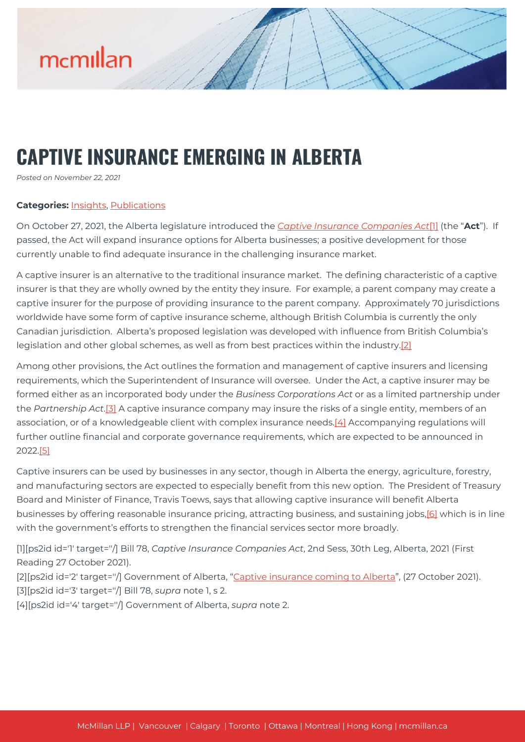# CAPTIVE INSURANCE EMERGING IN ALBERTA

*Posted on November 22, 2021*

**Categories:** Insights, Publications

On October 27, 2021, the Alberta legislature introduced the *Captive Insurance Companies Act*[1] (the "**Act**"). If passed, the Act will expand insurance options for Alberta businesses; a positive development for those currently unable to find adequate insurance in the challenging insurance market.

A captive insurer is an alternative to the traditional insurance market. The defining characteristic of a captive insurer is that they are wholly owned by the entity they insure. For example, a parent company may create a captive insurer for the purpose of providing insurance to the parent company. Approximately 70 jurisdictions worldwide have some form of captive insurance scheme, although British Columbia is currently the only Canadian jurisdiction. Alberta's proposed legislation was developed with influence from British Columbia's legislation and other global schemes, as well as from best practices within the industry.[2]

Among other provisions, the Act outlines the formation and management of captive insurers and licensing requirements, which the Superintendent of Insurance will oversee. Under the Act, a captive insurer may be formed either as an incorporated body under the *Business Corporations Act* or as a limited partnership under the *Partnership Act*.[3] A captive insurance company may insure the risks of a single entity, members of an association, or of a knowledgeable client with complex insurance needs.[4] Accompanying regulations will further outline financial and corporate governance requirements, which are expected to be announced in 2022.[5]

Captive insurers can be used by businesses in any sector, though in Alberta the energy, agriculture, forestry, and manufacturing sectors are expected to especially benefit from this new option. The President of Treasury Board and Minister of Finance, Travis Toews, says that allowing captive insurance will benefit Alberta businesses by offering reasonable insurance pricing, attracting business, and sustaining jobs,[6] which is in line with the government's efforts to strengthen the financial services sector more broadly.

[1][ps2id id='1' target=''/] Bill 78, *Captive Insurance Companies Act*, 2nd Sess, 30th Leg, Alberta, 2021 (First Reading 27 October 2021).

[2][ps2id id='2' target=''/] Government of Alberta, "Captive insurance coming to Alberta", (27 October 2021).

[3][ps2id id='3' target=''/] Bill 78, *supra* note 1, s 2.

[4][ps2id id='4' target=''/] Government of Alberta, *supra* note 2.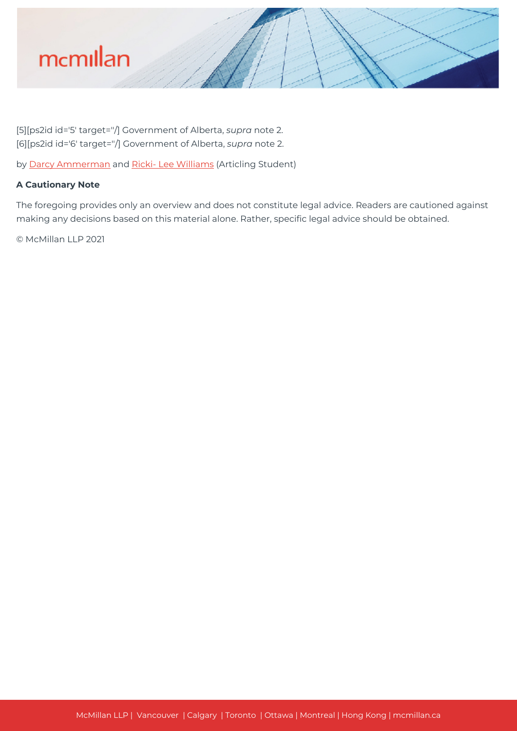[5][ps2id id='5' target=''/] Government of Alberta, *supra* note 2.
[6][ps2id id='6' target=''/] Government of Alberta, *supra* note 2.

by Darcy Ammerman and Ricki- Lee Williams (Articling Student)

**A Cautionary Note**

The foregoing provides only an overview and does not constitute legal advice. Readers are cautioned against making any decisions based on this material alone. Rather, specific legal advice should be obtained.

© McMillan LLP 2021